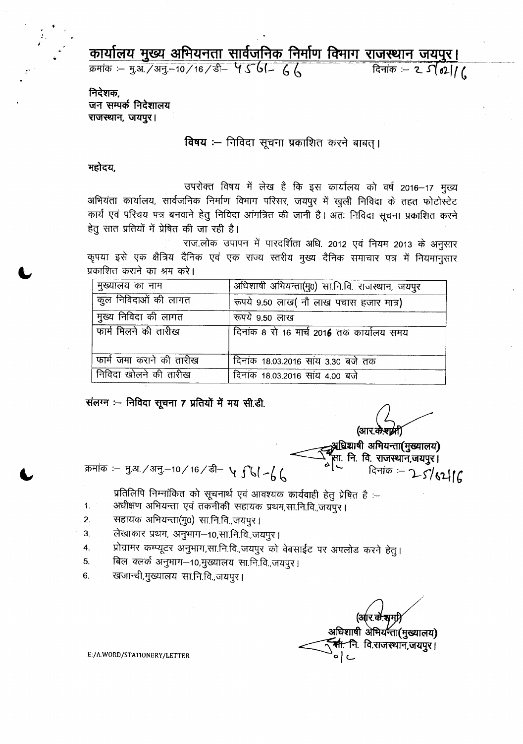# कार्यालय मुख्य अभियनता सार्वजनिक निर्माण विभाग राजस्थान जयपुर।

क्रमांक :– मु.अ./अनु.–10/16/डी– 4561-66 दिनांक :– 25/02/16

निदेशक,
जन सम्पर्क निदेशालय
राजस्थान, जयपुर।

**विषय :–** निविदा सूचना प्रकाशित करने बाबत्।

**महोदय,**

उपरोक्त विषय में लेख है कि इस कार्यालय को वर्ष 2016–17 मुख्य अभियंता कार्यालय, सार्वजनिक निर्माण विभाग परिसर, जयपुर में खुली निविदा के तहत फोटोस्टेट कार्य एवं परिचय पत्र बनवाने हेतु निविदा आंमत्रित की जानी है। अतः निविदा सूचना प्रकाशित करने हेतु सात प्रतियों में प्रेषित की जा रही है।

राज.लोक उपापन में पारदर्शिता अधि. 2012 एवं नियम 2013 के अनुसार कृपया इसे एक क्षैत्रिय दैनिक एवं एक राज्य स्तरीय मुख्य दैनिक समाचार पत्र में नियमानुसार प्रकाशित कराने का श्रम करे।

| मुख्यालय का नाम | अधिशाषी अभियन्ता(मु0) सा.नि.वि. राजस्थान, जयपुर |
|---|---|
| कुल निविदाओं की लागत | रूपये 9.50 लाख( नौ लाख पचास हजार मात्र) |
| मुख्य निविदा की लागत | रूपये 9.50 लाख |
| फार्म मिलने की तारीख | दिनांक 8 से 16 मार्च 2016 तक कार्यालय समय |
| फार्म जमा कराने की तारीख | दिनांक 18.03.2016 सांय 3.30 बजे तक |
| निविदा खोलने की तारीख | दिनांक 18.03.2016 सांय 4.00 बजे |

**संलग्न :– निविदा सूचना 7 प्रतियों में मय सी.डी.**

(आर.के.शर्मा)
**अधिशाषी अभियन्ता(मुख्यालय)**
**सा. नि. वि. राजस्थान,जयपुर।**

क्रमांक :– मु.अ./अनु.–10/16/डी– 4561-66 दिनांक :– 25/02/16

प्रतिलिपि निम्नांकित को सूचनार्थ एवं आवश्यक कार्यवाही हेतु प्रेषित है :–

1. अधीक्षण अभियन्ता एवं तकनीकी सहायक प्रथम,सा.नि.वि.,जयपुर।
2. सहायक अभियन्ता(मु0) सा.नि.वि.,जयपुर।
3. लेखाकार प्रथम, अनुभाग–10,सा.नि.वि.,जयपुर।
4. प्रोग्रामर कम्प्यूटर अनुभाग,सा.नि.वि.,जयपुर को वेबसाईट पर अपलोड करने हेतु।
5. बिल क्लर्क अनुभाग–10,मुख्यालय सा.नि.वि.,जयपुर।
6. खजान्ची,मुख्यालय सा.नि.वि.,जयपुर।

(आर.के.शर्मा)
**अधिशाषी अभियन्ता(मुख्यालय)**
**सा. नि. वि.राजस्थान,जयपुर।**

E:/A.WORD/STATIONERY/LETTER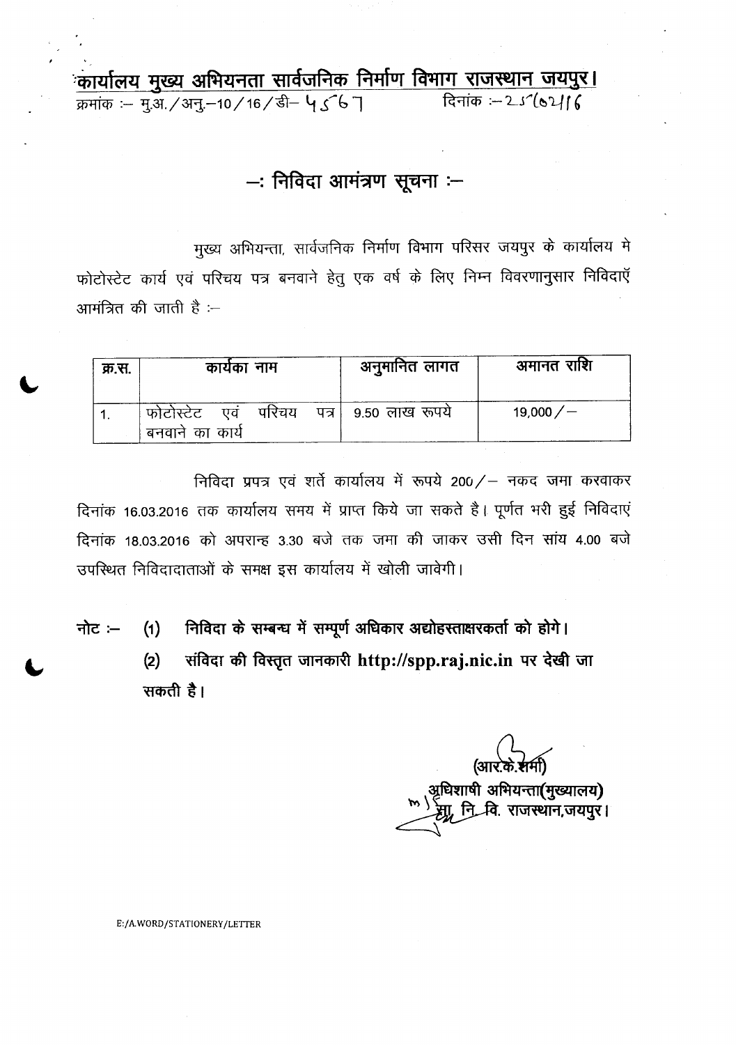# कार्यालय मुख्य अभियनता सार्वजनिक निर्माण विभाग राजस्थान जयपुर।

क्रमांक :– मु.अ./अनु.–10/16/डी– 4567 दिनांक :– 25/02/16

## –: निविदा आमंत्रण सूचना :–

मुख्य अभियन्ता, सार्वजनिक निर्माण विभाग परिसर जयपुर के कार्यालय मे फोटोस्टेट कार्य एवं परिचय पत्र बनवाने हेतु एक वर्ष के लिए निम्न विवरणानुसार निविदाएँ आमंत्रित की जाती है :–

| क्र.स. | कार्यका नाम | अनुमानित लागत | अमानत राशि |
|---|---|---|---|
| 1. | फोटोस्टेट एवं परिचय पत्र बनवाने का कार्य | 9.50 लाख रूपये | 19,000/– |

निविदा प्रपत्र एवं शर्ते कार्यालय में रूपये 200/– नकद जमा करवाकर दिनांक 16.03.2016 तक कार्यालय समय में प्राप्त किये जा सकते है। पूर्णत भरी हुई निविदाएं दिनांक 18.03.2016 को अपरान्ह 3.30 बजे तक जमा की जाकर उसी दिन सांय 4.00 बजे उपस्थित निविदादाताओं के समक्ष इस कार्यालय में खोली जावेगी।

नोट :– (1) **निविदा के सम्बन्ध में सम्पूर्ण अधिकार अद्योहस्ताक्षरकर्ता को होगे।**

(2) **संविदा की विस्तृत जानकारी http://spp.raj.nic.in पर देखी जा सकती है।**

(आर.के.शर्मा)
अधिशाषी अभियन्ता(मुख्यालय)
सा. नि. वि. राजस्थान,जयपुर।

E:/A.WORD/STATIONERY/LETTER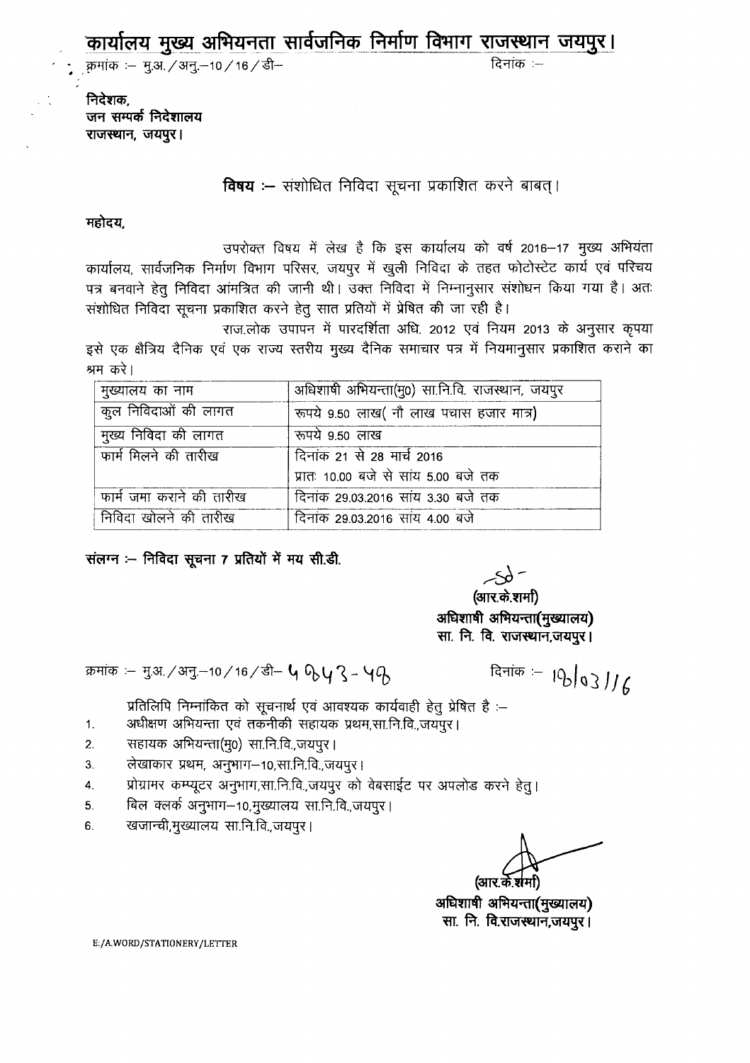# कार्यालय मुख्य अभियनता सार्वजनिक निर्माण विभाग राजस्थान जयपुर।

क्रमांक :– मु.अ./अनु.–10/16/डी– दिनांक :–

**निदेशक,**
**जन सम्पर्क निदेशालय**
**राजस्थान, जयपुर।**

**विषय :–** संशोधित निविदा सूचना प्रकाशित करने बाबत्।

**महोदय,**

उपरोक्त विषय में लेख है कि इस कार्यालय को वर्ष 2016–17 मुख्य अभियंता कार्यालय, सार्वजनिक निर्माण विभाग परिसर, जयपुर में खुली निविदा के तहत फोटोस्टेट कार्य एवं परिचय पत्र बनवाने हेतु निविदा आंमत्रित की जानी थी। उक्त निविदा में निम्नानुसार संशोधन किया गया है। अतः संशोधित निविदा सूचना प्रकाशित करने हेतु सात प्रतियों में प्रेषित की जा रही है।

राज.लोक उपापन में पारदर्शिता अधि. 2012 एवं नियम 2013 के अनुसार कृपया इसे एक क्षैत्रिय दैनिक एवं एक राज्य स्तरीय मुख्य दैनिक समाचार पत्र में नियमानुसार प्रकाशित कराने का श्रम करे।

| मुख्यालय का नाम | अधिशाषी अभियन्ता(मु0) सा.नि.वि. राजस्थान, जयपुर |
|---|---|
| कुल निविदाओं की लागत | रूपये 9.50 लाख( नौ लाख पचास हजार मात्र) |
| मुख्य निविदा की लागत | रूपये 9.50 लाख |
| फार्म मिलने की तारीख | दिनांक 21 से 28 मार्च 2016<br>प्रातः 10.00 बजे से सांय 5.00 बजे तक |
| फार्म जमा कराने की तारीख | दिनांक 29.03.2016 सांय 3.30 बजे तक |
| निविदा खोलने की तारीख | दिनांक 29.03.2016 सांय 4.00 बजे |

**संलग्न :– निविदा सूचना 7 प्रतियों में मय सी.डी.**

sd-
**(आर.के.शर्मा)**
**अधिशाषी अभियन्ता(मुख्यालय)**
**सा. नि. वि. राजस्थान,जयपुर।**

क्रमांक :– मु.अ./अनु.–10/16/डी– 4943-48 दिनांक :– 19/03/16

प्रतिलिपि निम्नांकित को सूचनार्थ एवं आवश्यक कार्यवाही हेतु प्रेषित है :–

1. अधीक्षण अभियन्ता एवं तकनीकी सहायक प्रथम,सा.नि.वि.,जयपुर।
2. सहायक अभियन्ता(मु0) सा.नि.वि.,जयपुर।
3. लेखाकार प्रथम, अनुभाग–10,सा.नि.वि.,जयपुर।
4. प्रोग्रामर कम्प्यूटर अनुभाग,सा.नि.वि.,जयपुर को वेबसाईट पर अपलोड करने हेतु।
5. बिल क्लर्क अनुभाग–10,मुख्यालय सा.नि.वि.,जयपुर।
6. खजान्ची,मुख्यालय सा.नि.वि.,जयपुर।

**(आर.के.शर्मा)**
**अधिशाषी अभियन्ता(मुख्यालय)**
**सा. नि. वि.राजस्थान,जयपुर।**

E:/A.WORD/STATIONERY/LETTER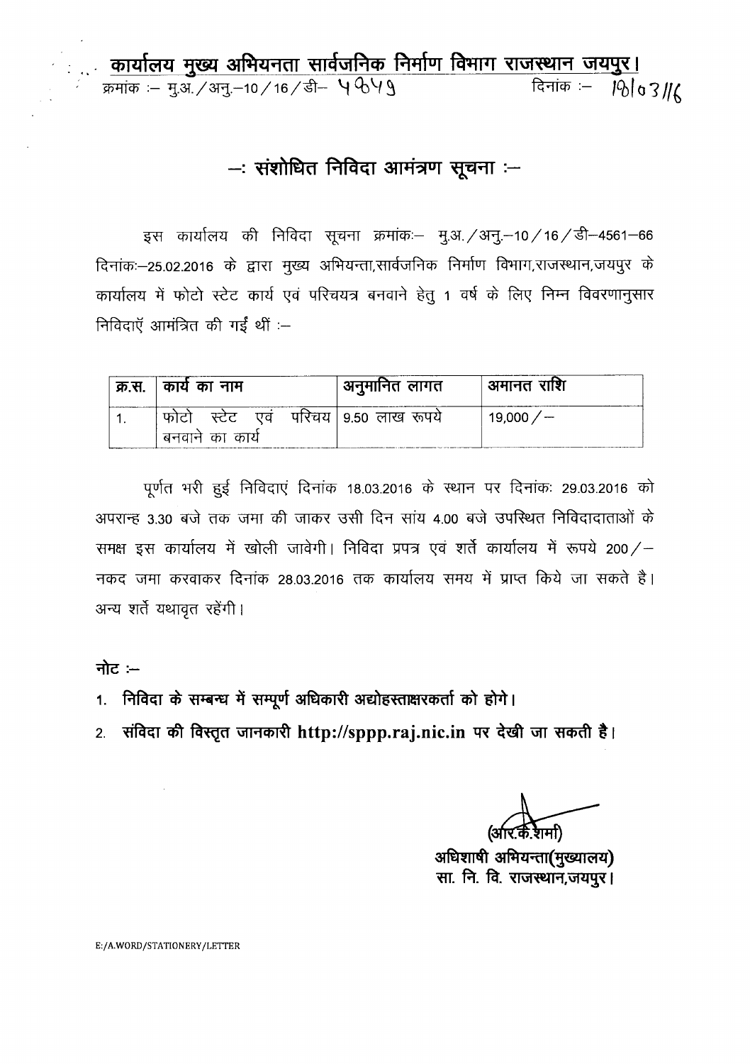# कार्यालय मुख्य अभियनता सार्वजनिक निर्माण विभाग राजस्थान जयपुर।

क्रमांक :– मु.अ. / अनु.–10 / 16 / डी– 4949　　　　　　　　　　　　　　　　　　दिनांक :– 18/03/16

## –: संशोधित निविदा आमंत्रण सूचना :–

इस कार्यालय की निविदा सूचना क्रमांकः– मु.अ. / अनु.–10 / 16 / डी–4561–66 दिनांकः–25.02.2016 के द्वारा मुख्य अभियन्ता,सार्वजनिक निर्माण विभाग,राजस्थान,जयपुर के कार्यालय में फोटो स्टेट कार्य एवं परिचयत्र बनवाने हेतु 1 वर्ष के लिए निम्न विवरणानुसार निविदाएँ आमंत्रित की गईं थीं :–

| क्र.स. | कार्य का नाम | अनुमानित लागत | अमानत राशि |
| --- | --- | --- | --- |
| 1. | फोटो स्टेट एवं परिचय बनवाने का कार्य | 9.50 लाख रूपये | 19,000 / – |

पूर्णत भरी हुई निविदाएं दिनांक 18.03.2016 के स्थान पर दिनांकः 29.03.2016 को अपरान्ह 3.30 बजे तक जमा की जाकर उसी दिन सांय 4.00 बजे उपस्थित निविदादाताओं के समक्ष इस कार्यालय में खोली जावेगी। निविदा प्रपत्र एवं शर्ते कार्यालय में रूपये 200 / – नकद जमा करवाकर दिनांक 28.03.2016 तक कार्यालय समय में प्राप्त किये जा सकते है। अन्य शर्ते यथावृत रहेंगी।

**नोट :–**

1. **निविदा के सम्बन्ध में सम्पूर्ण अधिकारी अद्योहस्ताक्षरकर्ता को होगे।**
2. **संविदा की विस्तृत जानकारी http://sppp.raj.nic.in पर देखी जा सकती है।**

(आर.के.शर्मा)
अधिशाषी अभियन्ता(मुख्यालय)
सा. नि. वि. राजस्थान,जयपुर।

E:/A.WORD/STATIONERY/LETTER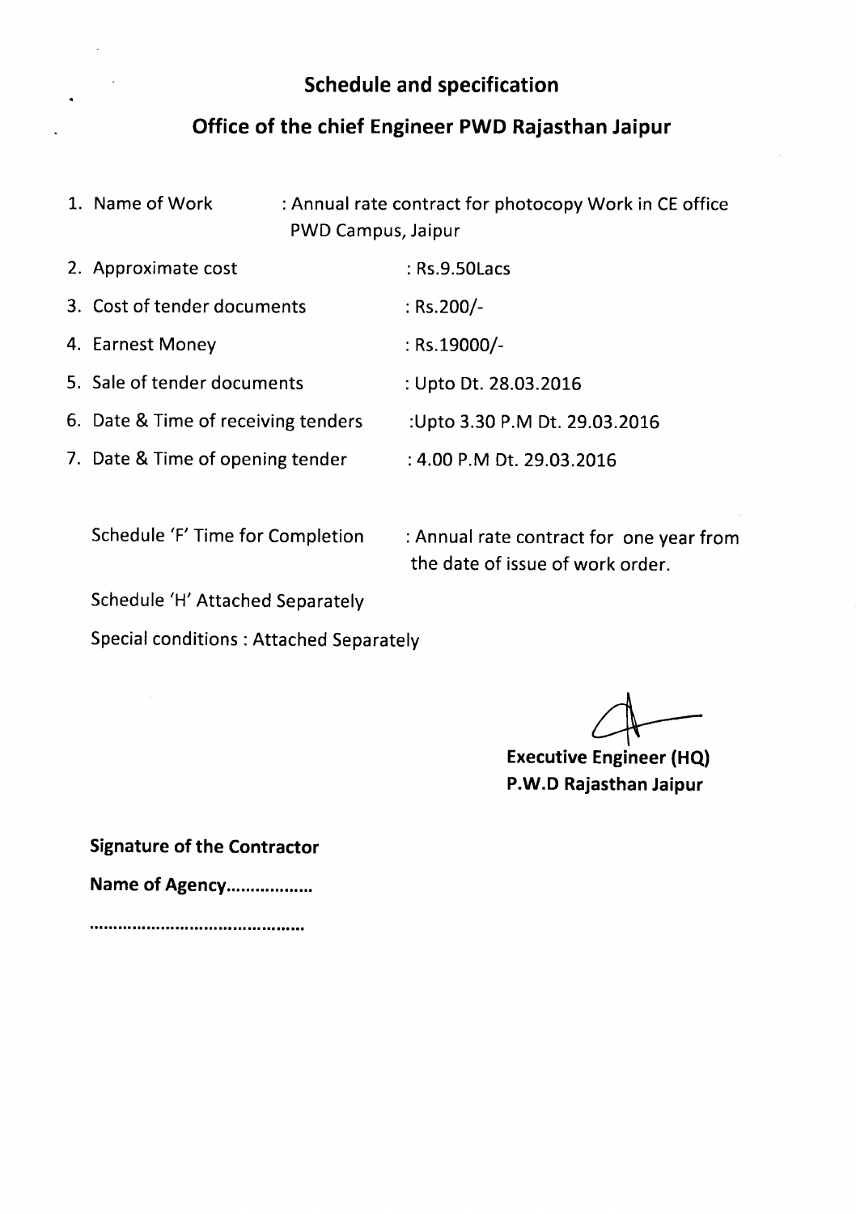## Schedule and specification

## Office of the chief Engineer PWD Rajasthan Jaipur

1. Name of Work : Annual rate contract for photocopy Work in CE office PWD Campus, Jaipur
2. Approximate cost : Rs.9.50Lacs
3. Cost of tender documents : Rs.200/-
4. Earnest Money : Rs.19000/-
5. Sale of tender documents : Upto Dt. 28.03.2016
6. Date & Time of receiving tenders :Upto 3.30 P.M Dt. 29.03.2016
7. Date & Time of opening tender : 4.00 P.M Dt. 29.03.2016

Schedule 'F' Time for Completion : Annual rate contract for one year from the date of issue of work order.

Schedule 'H' Attached Separately

Special conditions : Attached Separately

**Executive Engineer (HQ)**
**P.W.D Rajasthan Jaipur**

**Signature of the Contractor**

**Name of Agency..................**

**............................................**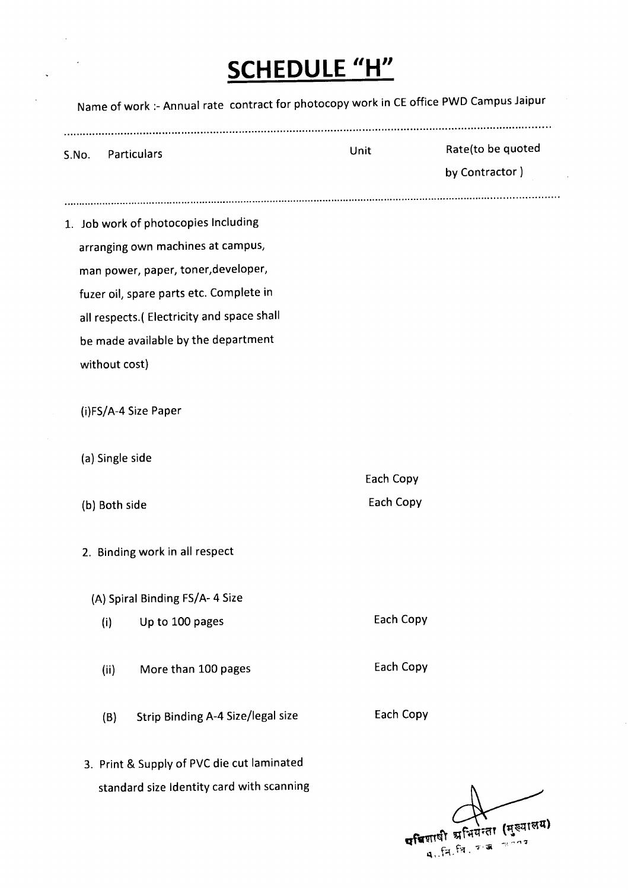# SCHEDULE "H"

Name of work :- Annual rate contract for photocopy work in CE office PWD Campus Jaipur

| S.No. | Particulars | Unit | Rate(to be quoted by Contractor ) |
|---|---|---|---|
| 1. | Job work of photocopies Including arranging own machines at campus, man power, paper, toner,developer, fuzer oil, spare parts etc. Complete in all respects.( Electricity and space shall be made available by the department without cost) | | |
| | (i)FS/A-4 Size Paper | | |
| | (a) Single side | Each Copy | |
| | (b) Both side | Each Copy | |
| 2. | Binding work in all respect | | |
| | (A) Spiral Binding FS/A- 4 Size | | |
| | (i) Up to 100 pages | Each Copy | |
| | (ii) More than 100 pages | Each Copy | |
| | (B) Strip Binding A-4 Size/legal size | Each Copy | |
| 3. | Print & Supply of PVC die cut laminated standard size Identity card with scanning | | |

अधिशाषी अभियन्ता (मुख्यालय)
सा.नि.वि. राज.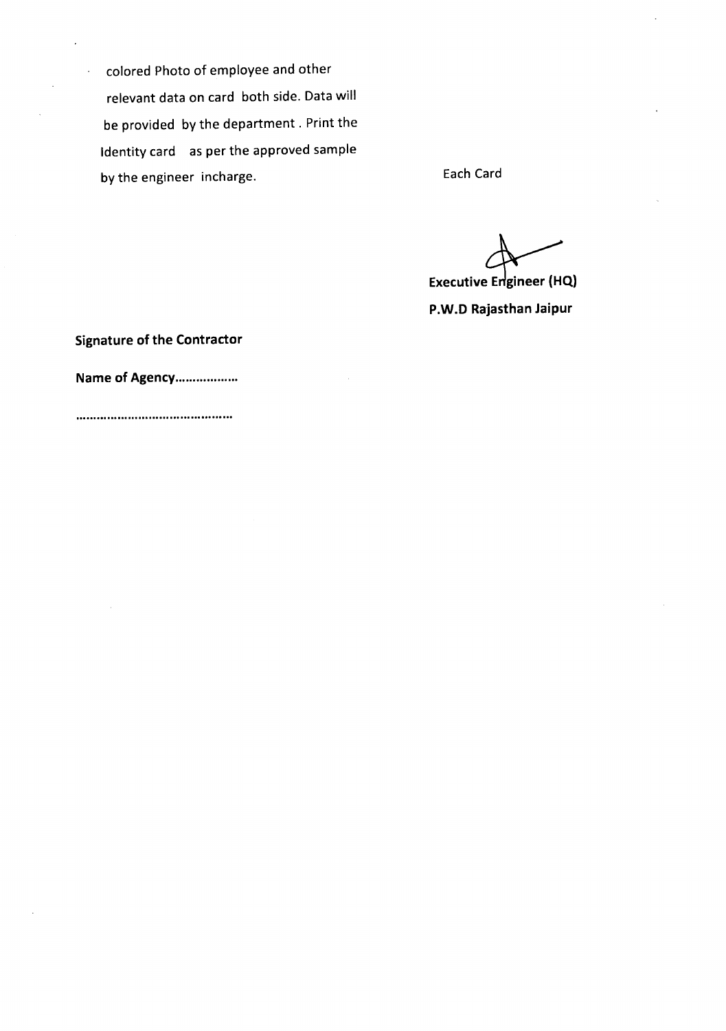colored Photo of employee and other relevant data on card both side. Data will be provided by the department. Print the Identity card as per the approved sample by the engineer incharge. Each Card

**Executive Engineer (HQ)**

**P.W.D Rajasthan Jaipur**

**Signature of the Contractor**

**Name of Agency………………**

………………………………………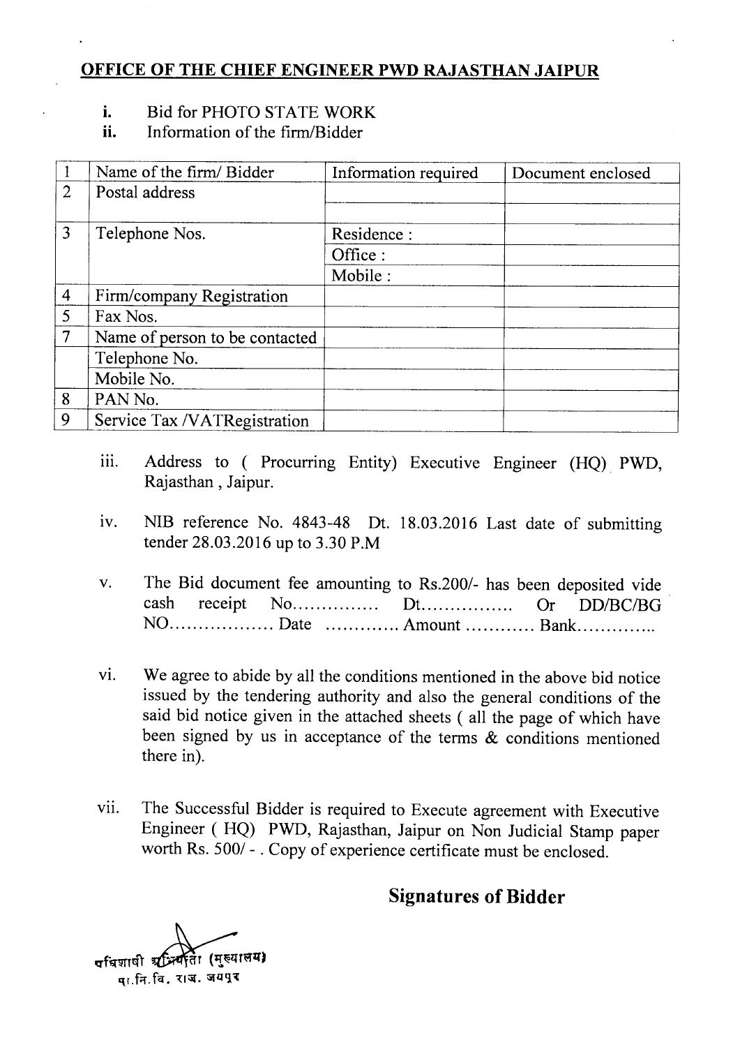## OFFICE OF THE CHIEF ENGINEER PWD RAJASTHAN JAIPUR

i. Bid for PHOTO STATE WORK

ii. Information of the firm/Bidder

| 1 | Name of the firm/ Bidder | Information required | Document enclosed |
|---|---|---|---|
| 2 | Postal address | | |
| | | | |
| 3 | Telephone Nos. | Residence : | |
| | | Office : | |
| | | Mobile : | |
| 4 | Firm/company Registration | | |
| 5 | Fax Nos. | | |
| 7 | Name of person to be contacted | | |
| | Telephone No. | | |
| | Mobile No. | | |
| 8 | PAN No. | | |
| 9 | Service Tax /VATRegistration | | |

iii. Address to ( Procurring Entity) Executive Engineer (HQ) PWD, Rajasthan , Jaipur.

iv. NIB reference No. 4843-48 Dt. 18.03.2016 Last date of submitting tender 28.03.2016 up to 3.30 P.M

v. The Bid document fee amounting to Rs.200/- has been deposited vide cash receipt No…………… Dt……………. Or DD/BC/BG NO……………… Date …………. Amount ………… Bank…………..

vi. We agree to abide by all the conditions mentioned in the above bid notice issued by the tendering authority and also the general conditions of the said bid notice given in the attached sheets ( all the page of which have been signed by us in acceptance of the terms & conditions mentioned there in).

vii. The Successful Bidder is required to Execute agreement with Executive Engineer ( HQ) PWD, Rajasthan, Jaipur on Non Judicial Stamp paper worth Rs. 500/ - . Copy of experience certificate must be enclosed.

**Signatures of Bidder**

अधिशाषी अभियंता (मुख्यालय)
सा.नि.वि. राज. जयपुर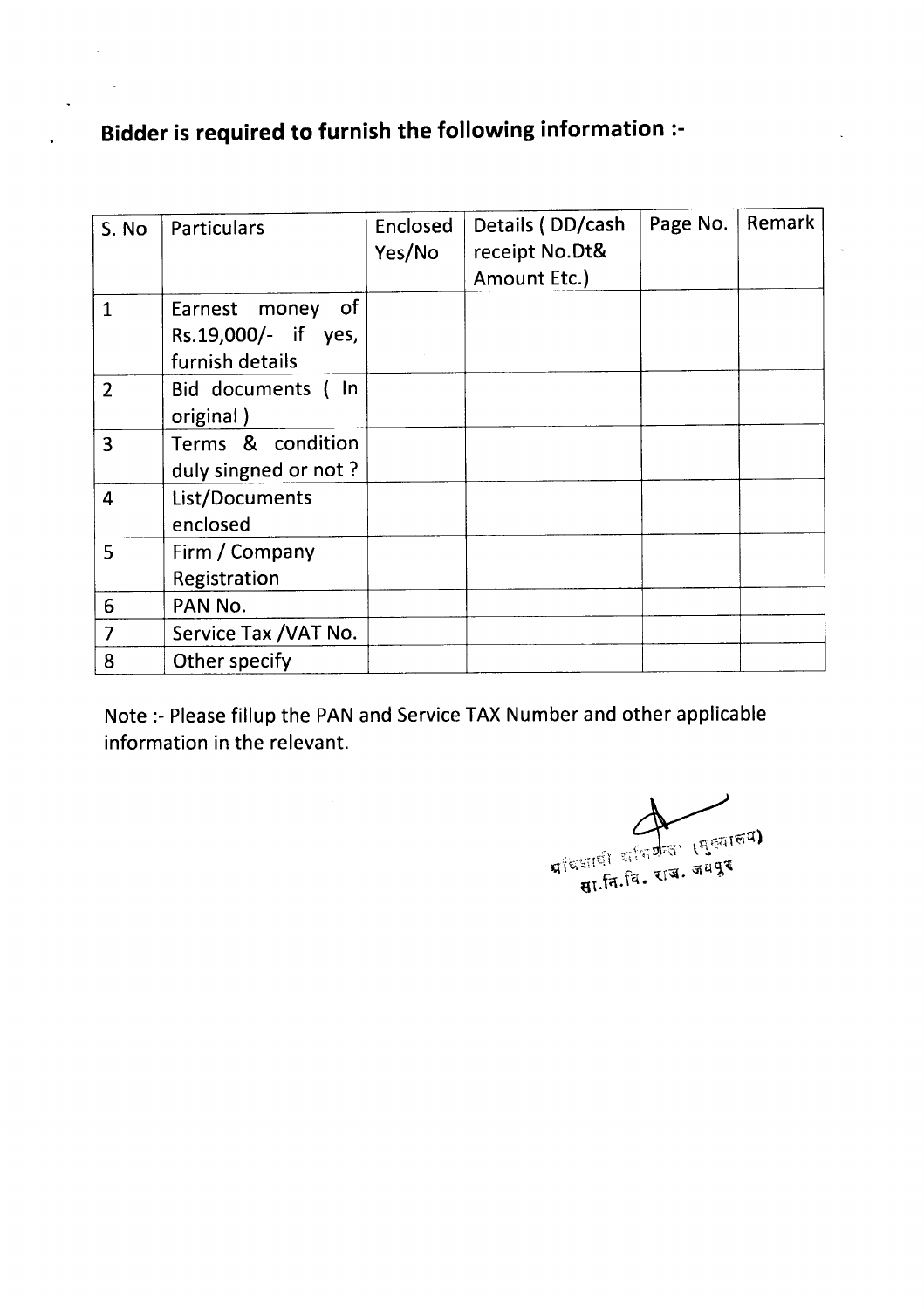## Bidder is required to furnish the following information :-

| S. No | Particulars | Enclosed Yes/No | Details ( DD/cash receipt No.Dt& Amount Etc.) | Page No. | Remark |
|---|---|---|---|---|---|
| 1 | Earnest money of Rs.19,000/- if yes, furnish details | | | | |
| 2 | Bid documents ( In original ) | | | | |
| 3 | Terms & condition duly singned or not ? | | | | |
| 4 | List/Documents enclosed | | | | |
| 5 | Firm / Company Registration | | | | |
| 6 | PAN No. | | | | |
| 7 | Service Tax /VAT No. | | | | |
| 8 | Other specify | | | | |

Note :- Please fillup the PAN and Service TAX Number and other applicable information in the relevant.

अधिशाषी अभियन्ता (मुख्यालय)
सा.नि.वि. राज. जयपुर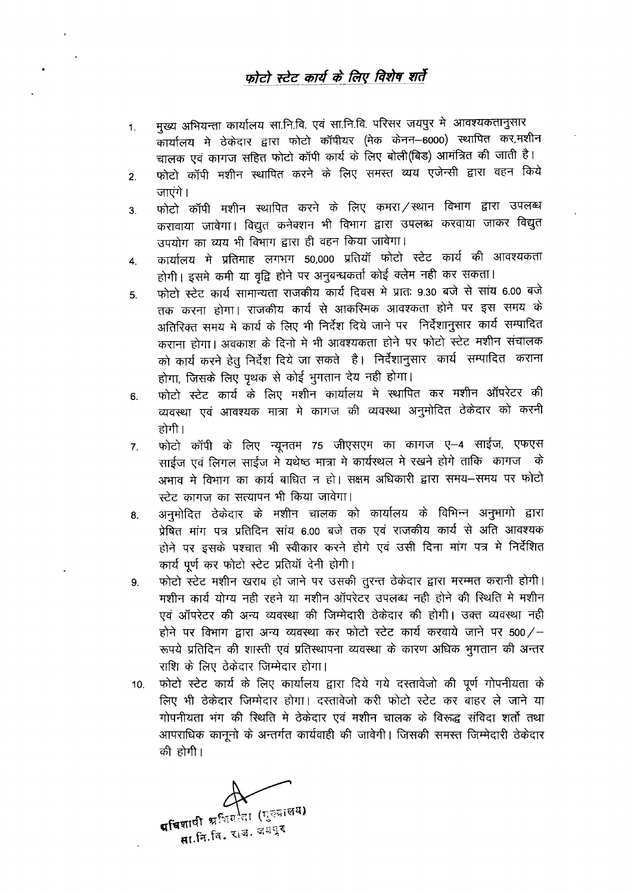## *फोटो स्टेट कार्य के लिए विशेष शर्ते*

1. मुख्य अभियन्ता कार्यालय सा.नि.वि. एवं सा.नि.वि. परिसर जयपुर मे आवश्यकतानुसार कार्यालय मे ठेकेदार द्वारा फोटो कॉपीयर (मेक केनन–6000) स्थापित कर,मशीन चालक एवं कागज सहित फोटो कॉपी कार्य के लिए बोली(बिड) आमंत्रित की जाती है।
2. फोटो कॉपी मशीन स्थापित करने के लिए समस्त व्यय एजेन्सी द्वारा वहन किये जाएंगे।
3. फोटो कॉपी मशीन स्थापित करने के लिए कमरा/स्थान विभाग द्वारा उपलब्ध करावाया जावेगा। विद्युत कनेक्शन भी विभाग द्वारा उपलब्ध करवाया जाकर विद्युत उपयोग का व्यय भी विभाग द्वारा ही वहन किया जावेगा।
4. कार्यालय मे प्रतिमाह लगभग 50,000 प्रतियाँ फोटो स्टेट कार्य की आवश्यकता होगी। इसमे कमी या वृद्वि होने पर अनुबन्धकर्ता कोई क्लेम नही कर सकता।
5. फोटो स्टेट कार्य सामान्यता राजकीय कार्य दिवस मे प्रातः 9.30 बजे से सांय 6.00 बजे तक करना होगा। राजकीय कार्य से आकस्मिक आवश्कता होने पर इस समय के अतिरिक्त समय मे कार्य के लिए भी निर्देश दिये जाने पर निर्देशानुसार कार्य सम्पादित कराना होगा। अवकाश के दिनो मे भी आवश्यकता होने पर फोटो स्टेट मशीन संचालक को कार्य करने हेतु निर्देश दिये जा सकते है। निर्देशानुसार कार्य सम्पादित कराना होगा, जिसके लिए पृथक से कोई भुगतान देय नही होगा।
6. फोटो स्टेट कार्य के लिए मशीन कार्यालय मे स्थापित कर मशीन ऑपरेटर की व्यवस्था एवं आवश्यक मात्रा मे कागज की व्यवस्था अनुमोदित ठेकेदार को करनी होगी।
7. फोटो कॉपी के लिए न्यूनतम 75 जीएसएम का कागज ए–4 साईज, एफएस साईज एवं लिगल साईज मे यथेष्ठ मात्रा मे कार्यस्थल मे रखने होगे ताकि कागज के अभाव मे विभाग का कार्य बाधित न हो। सक्षम अधिकारी द्वारा समय–समय पर फोटो स्टेट कागज का सत्यापन भी किया जावेगा।
8. अनुमोदित ठेकेदार के मशीन चालक को कार्यालय के विभिन्न अनुभागो द्वारा प्रेषित मांग पत्र प्रतिदिन सांय 6.00 बजे तक एवं राजकीय कार्य से अति आवश्यक होने पर इसके पश्चात भी स्वीकार करने होगे एवं उसी दिना मांग पत्र मे निर्देशित कार्य पूर्ण कर फोटो स्टेट प्रतियॉं देनी होगी।
9. फोटो स्टेट मशीन खराब हो जाने पर उसकी तुरन्त ठेकेदार द्वारा मरम्मत करानी होगी। मशीन कार्य योग्य नही रहने या मशीन ऑपरेटर उपलब्ध नही होने की स्थिति मे मशीन एवं ऑपरेटर की अन्य व्यवस्था की जिम्मेदारी ठेकेदार की होगी। उक्त व्यवस्था नही होने पर विभाग द्वारा अन्य व्यवस्था कर फोटो स्टेट कार्य करवाये जाने पर 500/– रूपये प्रतिदिन की शास्ती एवं प्रतिस्थापना व्यवस्था के कारण अधिक भुगतान की अन्तर राशि के लिए ठेकेदार जिम्मेदार होगा।
10. फोटो स्टेट कार्य के लिए कार्यालय द्वारा दिये गये दस्तावेजो की पूर्ण गोपनीयता के लिए भी ठेकेदार जिम्मेदार होगा। दस्तावेजो करी फोटो स्टेट कर बाहर ले जाने या गोपनीयता भंग की स्थिति मे ठेकेदार एवं मशीन चालक के विरूद्व संविदा शर्तो तथा आपराधिक कानूनो के अन्तर्गत कार्यवाही की जावेगी। जिसकी समस्त जिम्मेदारी ठेकेदार की होगी।

अधिशाषी अभियन्ता (मुख्यालय)
सा.नि.वि. राज. जयपुर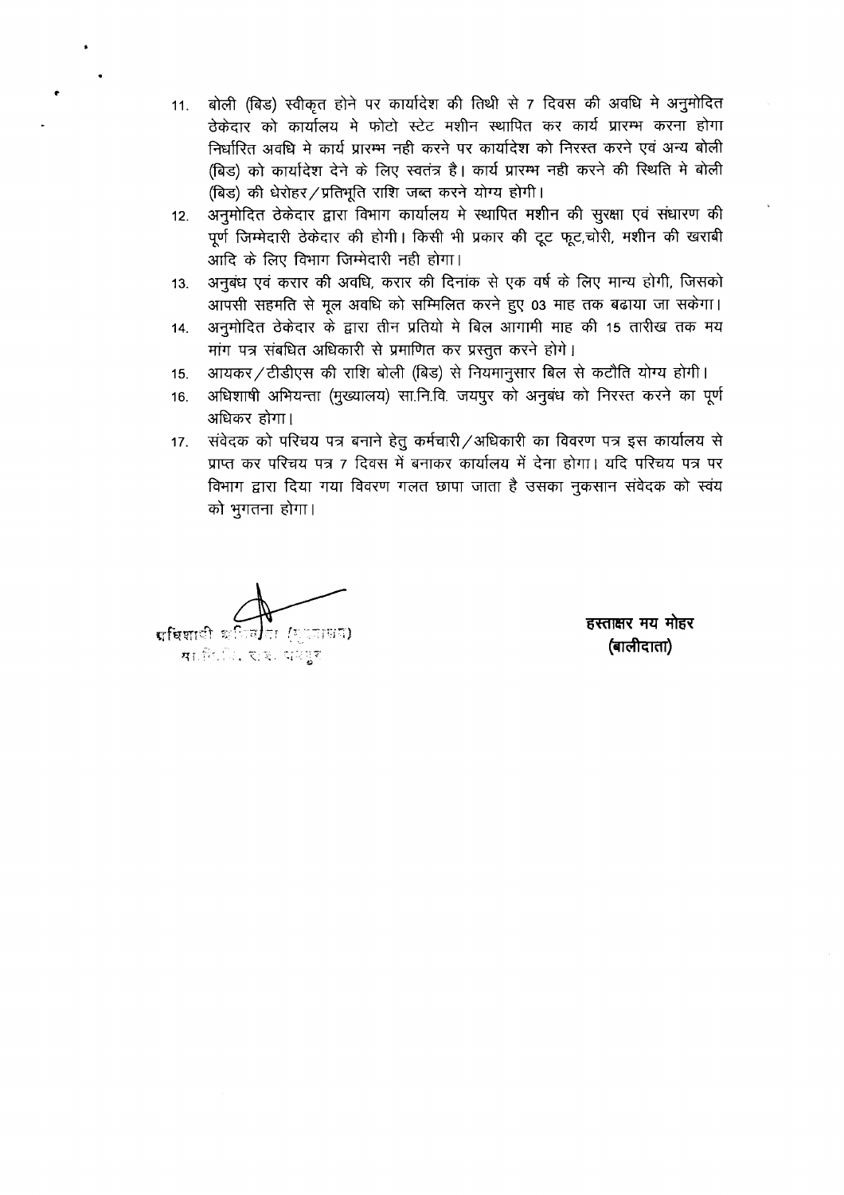11. बोली (बिड) स्वीकृत होने पर कार्यादेश की तिथी से 7 दिवस की अवधि मे अनुमोदित ठेकेदार को कार्यालय मे फोटो स्टेट मशीन स्थापित कर कार्य प्रारम्भ करना होगा निर्धारित अवधि मे कार्य प्रारम्भ नही करने पर कार्यादेश को निरस्त करने एवं अन्य बोली (बिड) को कार्यादेश देने के लिए स्वतंत्र है। कार्य प्रारम्भ नही करने की स्थिति मे बोली (बिड) की धेरोहर/प्रतिभूति राशि जब्त करने योग्य होगी।
12. अनुमोदित ठेकेदार द्वारा विभाग कार्यालय मे स्थापित मशीन की सुरक्षा एवं संधारण की पूर्ण जिम्मेदारी ठेकेदार की होगी। किसी भी प्रकार की टूट फूट,चोरी, मशीन की खराबी आदि के लिए विभाग जिम्मेदारी नही होगा।
13. अनुबंध एवं करार की अवधि, करार की दिनांक से एक वर्ष के लिए मान्य होगी, जिसको आपसी सहमति से मूल अवधि को सम्मिलित करने हुए 03 माह तक बढाया जा सकेगा।
14. अनुमोदित ठेकेदार के द्वारा तीन प्रतियो मे बिल आगामी माह की 15 तारीख तक मय मांग पत्र संबधित अधिकारी से प्रमाणित कर प्रस्तुत करने होगे।
15. आयकर/टीडीएस की राशि बोली (बिड) से नियमानुसार बिल से कटौति योग्य होगी।
16. अधिशाषी अभियन्ता (मुख्यालय) सा.नि.वि. जयपुर को अनुबंध को निरस्त करने का पूर्ण अधिकर होगा।
17. संवेदक को परिचय पत्र बनाने हेतु कर्मचारी/अधिकारी का विवरण पत्र इस कार्यालय से प्राप्त कर परिचय पत्र 7 दिवस में बनाकर कार्यालय में देना होगा। यदि परिचय पत्र पर विभाग द्वारा दिया गया विवरण गलत छापा जाता है उसका नुकसान संवेदक को स्वंय को भुगतना होगा।

अधिशाषी अभियन्ता (मुख्यालय)
सा.नि.वि., राज. जयपुर

**हस्ताक्षर मय मोहर**
**(बालीदाता)**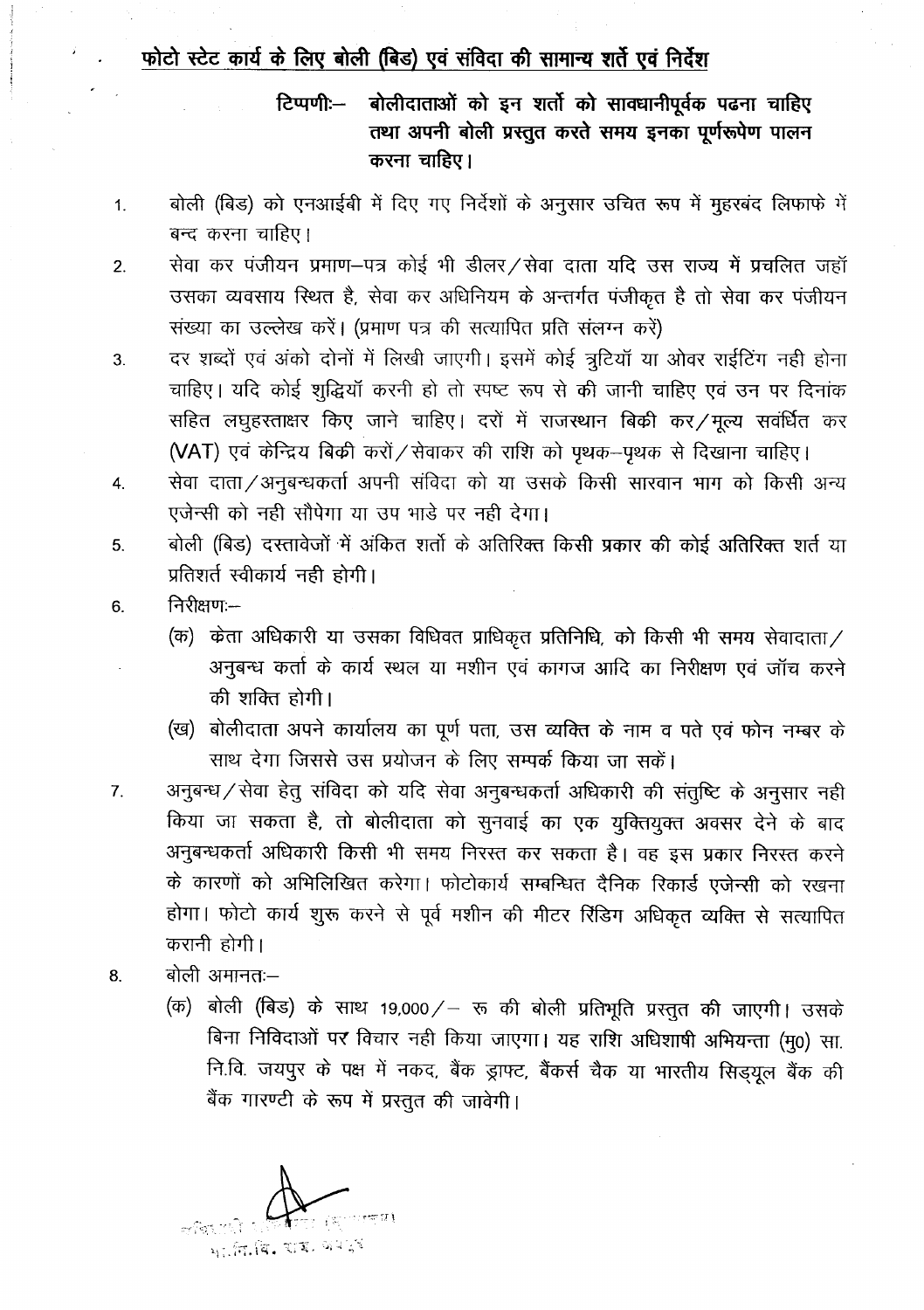# फोटो स्टेट कार्य के लिए बोली (बिड) एवं संविदा की सामान्य शर्ते एवं निर्देश

**टिप्पणीः— बोलीदाताओं को इन शर्तो को सावधानीपूर्वक पढना चाहिए तथा अपनी बोली प्रस्तुत करते समय इनका पूर्णरूपेण पालन करना चाहिए।**

1. बोली (बिड) को एनआईबी में दिए गए निर्देशों के अनुसार उचित रूप में मुहरबंद लिफाफे में बन्द करना चाहिए।
2. सेवा कर पंजीयन प्रमाण—पत्र कोई भी डीलर/सेवा दाता यदि उस राज्य में प्रचलित जहॉ उसका व्यवसाय स्थित है, सेवा कर अधिनियम के अन्तर्गत पंजीकृत है तो सेवा कर पंजीयन संख्या का उल्लेख करें। (प्रमाण पत्र की सत्यापित प्रति संलग्न करें)
3. दर शब्दों एवं अंको दोनों में लिखी जाएगी। इसमें कोई त्रुटियॉ या ओवर राईटिंग नही होना चाहिए। यदि कोई शुद्धियॉ करनी हो तो स्पष्ट रूप से की जानी चाहिए एवं उन पर दिनांक सहित लघुहस्ताक्षर किए जाने चाहिए। दरों में राजस्थान बिकी कर/मूल्य सवंर्धित कर (VAT) एवं केन्द्रिय बिकी करों/सेवाकर की राशि को पृथक—पृथक से दिखाना चाहिए।
4. सेवा दाता/अनुबन्धकर्ता अपनी संविदा को या उसके किसी सारवान भाग को किसी अन्य एजेन्सी को नही सौपेगा या उप भाडे पर नही देगा।
5. बोली (बिड) दस्तावेजों में अंकित शर्तो के अतिरिक्त किसी प्रकार की कोई अतिरिक्त शर्त या प्रतिशर्त स्वीकार्य नही होगी।
6. निरीक्षणः—
   (क) केता अधिकारी या उसका विधिवत प्राधिकृत प्रतिनिधि, को किसी भी समय सेवादाता/अनुबन्ध कर्ता के कार्य स्थल या मशीन एवं कागज आदि का निरीक्षण एवं जॉच करने की शक्ति होगी।
   (ख) बोलीदाता अपने कार्यालय का पूर्ण पता, उस व्यक्ति के नाम व पते एवं फोन नम्बर के साथ देगा जिससे उस प्रयोजन के लिए सम्पर्क किया जा सकें।
7. अनुबन्ध/सेवा हेतु संविदा को यदि सेवा अनुबन्धकर्ता अधिकारी की संतुष्टि के अनुसार नही किया जा सकता है, तो बोलीदाता को सुनवाई का एक युक्तियुक्त अवसर देने के बाद अनुबन्धकर्ता अधिकारी किसी भी समय निरस्त कर सकता है। वह इस प्रकार निरस्त करने के कारणों को अभिलिखित करेगा। फोटोकार्य सम्बन्धित दैनिक रिकार्ड एजेन्सी को रखना होगा। फोटो कार्य शुरू करने से पूर्व मशीन की मीटर रिडिंग अधिकृत व्यक्ति से सत्यापित करानी होगी।
8. बोली अमानतः—
   (क) बोली (बिड) के साथ 19,000/— रू की बोली प्रतिभूति प्रस्तुत की जाएगी। उसके बिना निविदाओं पर विचार नही किया जाएगा। यह राशि अधिशाषी अभियन्ता (मु0) सा. नि.वि. जयपुर के पक्ष में नकद, बैंक ड्राफ्ट, बैंकर्स चैक या भारतीय सिड्यूल बैंक की बैंक गारण्टी के रूप में प्रस्तुत की जावेगी।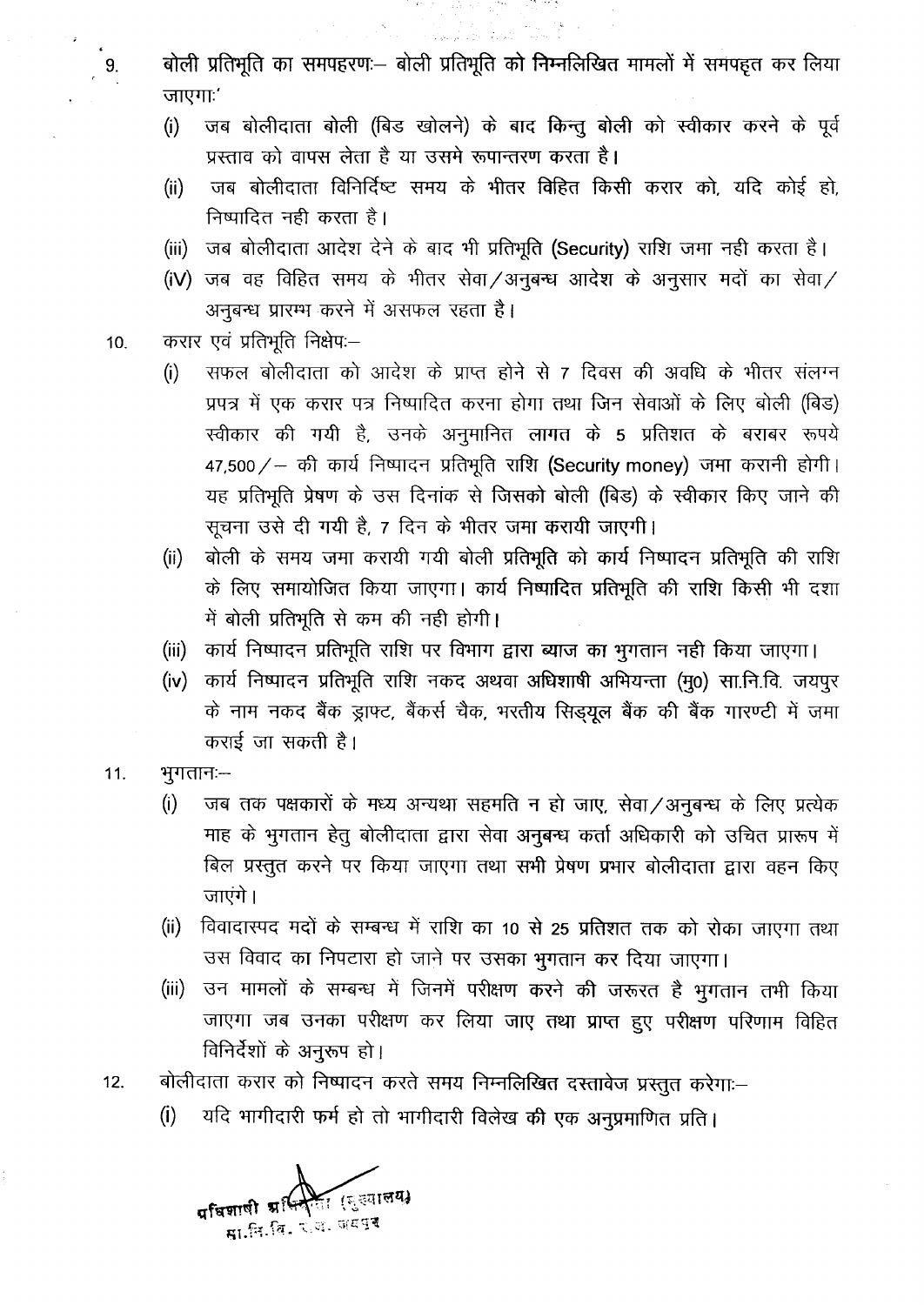9. बोली प्रतिभूति का समपहरणः– बोली प्रतिभूति को निम्नलिखित मामलों में समपहृत कर लिया जाएगाः'

   (i) जब बोलीदाता बोली (बिड खोलने) के बाद किन्तु बोली को स्वीकार करने के पूर्व प्रस्ताव को वापस लेता है या उसमे रूपान्तरण करता है।

   (ii) जब बोलीदाता विनिर्दिष्ट समय के भीतर विहित किसी करार को, यदि कोई हो, निष्पादित नही करता है।

   (iii) जब बोलीदाता आदेश देने के बाद भी प्रतिभूति (Security) राशि जमा नही करता है।

   (iV) जब वह विहित समय के भीतर सेवा/अनुबन्ध आदेश के अनुसार मदों का सेवा/अनुबन्ध प्रारम्भ करने में असफल रहता है।

10. करार एवं प्रतिभूति निक्षेपः–

   (i) सफल बोलीदाता को आदेश के प्राप्त होने से 7 दिवस की अवधि के भीतर संलग्न प्रपत्र में एक करार पत्र निष्पादित करना होगा तथा जिन सेवाओं के लिए बोली (बिड) स्वीकार की गयी है, उनके अनुमानित लागत के 5 प्रतिशत के बराबर रूपये 47,500/– की कार्य निष्पादन प्रतिभूति राशि (Security money) जमा करानी होगी। यह प्रतिभूति प्रेषण के उस दिनांक से जिसको बोली (बिड) के स्वीकार किए जाने की सूचना उसे दी गयी है, 7 दिन के भीतर जमा करायी जाएगी।

   (ii) बोली के समय जमा करायी गयी बोली प्रतिभूति को कार्य निष्पादन प्रतिभूति की राशि के लिए समायोजित किया जाएगा। कार्य निष्पादित प्रतिभूति की राशि किसी भी दशा में बोली प्रतिभूति से कम की नही होगी।

   (iii) कार्य निष्पादन प्रतिभूति राशि पर विभाग द्वारा ब्याज का भुगतान नही किया जाएगा।

   (iv) कार्य निष्पादन प्रतिभूति राशि नकद अथवा अधिशाषी अभियन्ता (मु0) सा.नि.वि. जयपुर के नाम नकद बैंक ड्राफ्ट, बैंकर्स चैक, भरतीय सिड्यूल बैंक की बैंक गारण्टी में जमा कराई जा सकती है।

11. भुगतानः–

   (i) जब तक पक्षकारों के मध्य अन्यथा सहमति न हो जाए, सेवा/अनुबन्ध के लिए प्रत्येक माह के भुगतान हेतु बोलीदाता द्वारा सेवा अनुबन्ध कर्ता अधिकारी को उचित प्रारूप में बिल प्रस्तुत करने पर किया जाएगा तथा सभी प्रेषण प्रभार बोलीदाता द्वारा वहन किए जाएंगे।

   (ii) विवादास्पद मदों के सम्बन्ध में राशि का 10 से 25 प्रतिशत तक को रोका जाएगा तथा उस विवाद का निपटारा हो जाने पर उसका भुगतान कर दिया जाएगा।

   (iii) उन मामलों के सम्बन्ध में जिनमें परीक्षण करने की जरूरत है भुगतान तभी किया जाएगा जब उनका परीक्षण कर लिया जाए तथा प्राप्त हुए परीक्षण परिणाम विहित विनिर्देशों के अनुरूप हो।

12. बोलीदाता करार को निष्पादन करते समय निम्नलिखित दस्तावेज प्रस्तुत करेगाः–

   (i) यदि भागीदारी फर्म हो तो भागीदारी विलेख की एक अनुप्रमाणित प्रति।

अधिशाषी अभियन्ता (मुख्यालय)
सा.नि.वि. रा. जयपुर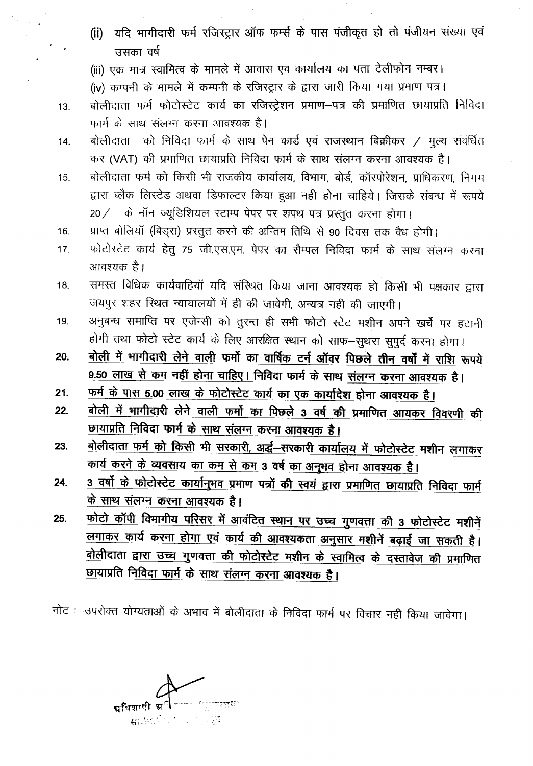(ii) यदि भागीदारी फर्म रजिस्ट्रार ऑफ फर्म्स के पास पंजीकृत हो तो पंजीयन संख्या एवं उसका वर्ष

(iii) एक मात्र स्वामित्व के मामले में आवास एव कार्यालय का पता टेलीफोन नम्बर।

(iv) कम्पनी के मामले में कम्पनी के रजिस्ट्रार के द्वारा जारी किया गया प्रमाण पत्र।

13. बोलीदाता फर्म फोटोस्टेट कार्य का रजिस्ट्रेशन प्रमाण–पत्र की प्रमाणित छायाप्रति निविदा फार्म के साथ संलग्न करना आवश्यक है।

14. बोलीदाता को निविदा फार्म के साथ पेन कार्ड एवं राजस्थान बिक्रीकर / मुल्य संवर्धित कर (VAT) की प्रमाणित छायाप्रति निविदा फार्म के साथ संलग्न करना आवश्यक है।

15. बोलीदाता फर्म को किसी भी राजकीय कार्यालय, विभाग, बोर्ड, कॉरपोरेशन, प्राधिकरण, निगम द्वारा ब्लैक लिस्टेड अथवा डिफाल्टर किया हुआ नही होना चाहिये। जिसके संबन्ध में रूपये 20/– के नॉन ज्यूडिशियल स्टाम्प पेपर पर शपथ पत्र प्रस्तुत करना होगा।

16. प्राप्त बोलियॉ (बिड्स) प्रस्तुत करने की अन्तिम तिथि से 90 दिवस तक वैध होगी।

17. फोटोस्टेट कार्य हेतु 75 जी.एस.एम. पेपर का सैम्पल निविदा फार्म के साथ संलग्न करना आवश्यक है।

18. समस्त विधिक कार्यवाहियॉ यदि संस्थित किया जाना आवश्यक हो किसी भी पक्षकार द्वारा जयपुर शहर स्थित न्यायालयों में ही की जावेगी, अन्यत्र नही की जाएगी।

19. अनुबन्ध समाप्ति पर एजेन्सी को तुरन्त ही सभी फोटो स्टेट मशीन अपने खर्चे पर हटानी होगी तथा फोटो स्टेट कार्य के लिए आरक्षित स्थान को साफ–सुथरा सुपुर्द करना होगा।

20. **बोली में भागीदारी लेने वाली फर्मो का वार्षिक टर्न ऑवर पिछले तीन वर्षों में राशि रूपये 9.50 लाख से कम नहीं होना चाहिए। निविदा फार्म के साथ संलग्न करना आवश्यक है।**

21. **फर्म के पास 5.00 लाख के फोटोस्टेट कार्य का एक कार्यादेश होना आवश्यक है।**

22. **बोली में भागीदारी लेने वाली फर्मो का पिछले 3 वर्ष की प्रमाणित आयकर विवरणी की छायाप्रति निविदा फार्म के साथ संलग्न करना आवश्यक है।**

23. **बोलीदाता फर्म को किसी भी सरकारी, अर्द्ध–सरकारी कार्यालय में फोटोस्टेट मशीन लगाकर कार्य करने के व्यवसाय का कम से कम 3 वर्ष का अनुभव होना आवश्यक है।**

24. **3 वर्षो के फोटोस्टेट कार्यानुभव प्रमाण पत्रों की स्वयं द्वारा प्रमाणित छायाप्रति निविदा फार्म के साथ संलग्न करना आवश्यक है।**

25. **फोटो कॉपी विभागीय परिसर में आवंटित स्थान पर उच्च गुणवत्ता की 3 फोटोस्टेट मशीनें लगाकर कार्य करना होगा एवं कार्य की आवश्यकता अनुसार मशीनें बढ़ाई जा सकती है। बोलीदाता द्वारा उच्च गुणवत्ता की फोटोस्टेट मशीन के स्वामित्व के दस्तावेज की प्रमाणित छायाप्रति निविदा फार्म के साथ संलग्न करना आवश्यक है।**

नोट :–उपरोक्त योग्यताओं के अभाव में बोलीदाता के निविदा फार्म पर विचार नही किया जावेगा।

प्रविशाणी अ...